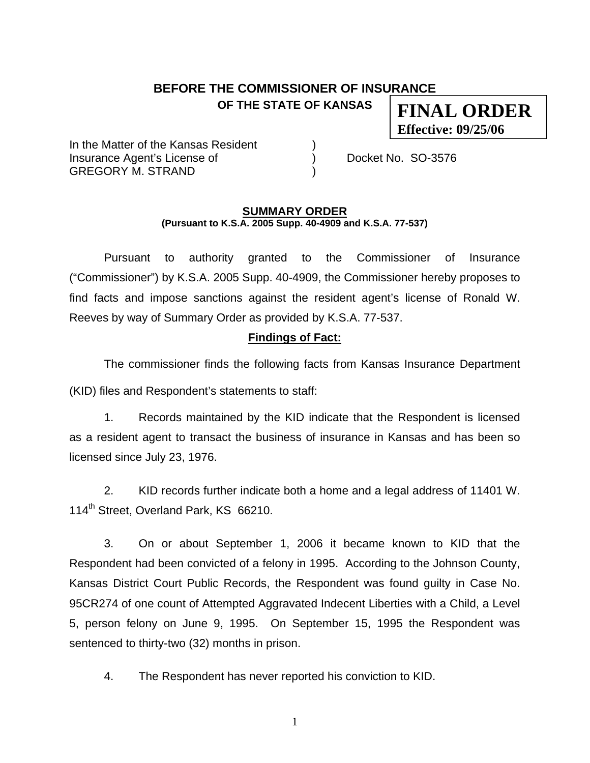**BEFORE THE COMMISSIONER OF INSURANCE**
**OF THE STATE OF KANSAS**

**FINAL ORDER**
**Effective: 09/25/06**

In the Matter of the Kansas Resident )
Insurance Agent's License of ) Docket No. SO-3576
GREGORY M. STRAND )

**SUMMARY ORDER**
**(Pursuant to K.S.A. 2005 Supp. 40-4909 and K.S.A. 77-537)**

Pursuant to authority granted to the Commissioner of Insurance ("Commissioner") by K.S.A. 2005 Supp. 40-4909, the Commissioner hereby proposes to find facts and impose sanctions against the resident agent's license of Ronald W. Reeves by way of Summary Order as provided by K.S.A. 77-537.

**Findings of Fact:**

The commissioner finds the following facts from Kansas Insurance Department (KID) files and Respondent's statements to staff:

1. Records maintained by the KID indicate that the Respondent is licensed as a resident agent to transact the business of insurance in Kansas and has been so licensed since July 23, 1976.

2. KID records further indicate both a home and a legal address of 11401 W. 114th Street, Overland Park, KS 66210.

3. On or about September 1, 2006 it became known to KID that the Respondent had been convicted of a felony in 1995. According to the Johnson County, Kansas District Court Public Records, the Respondent was found guilty in Case No. 95CR274 of one count of Attempted Aggravated Indecent Liberties with a Child, a Level 5, person felony on June 9, 1995. On September 15, 1995 the Respondent was sentenced to thirty-two (32) months in prison.

4. The Respondent has never reported his conviction to KID.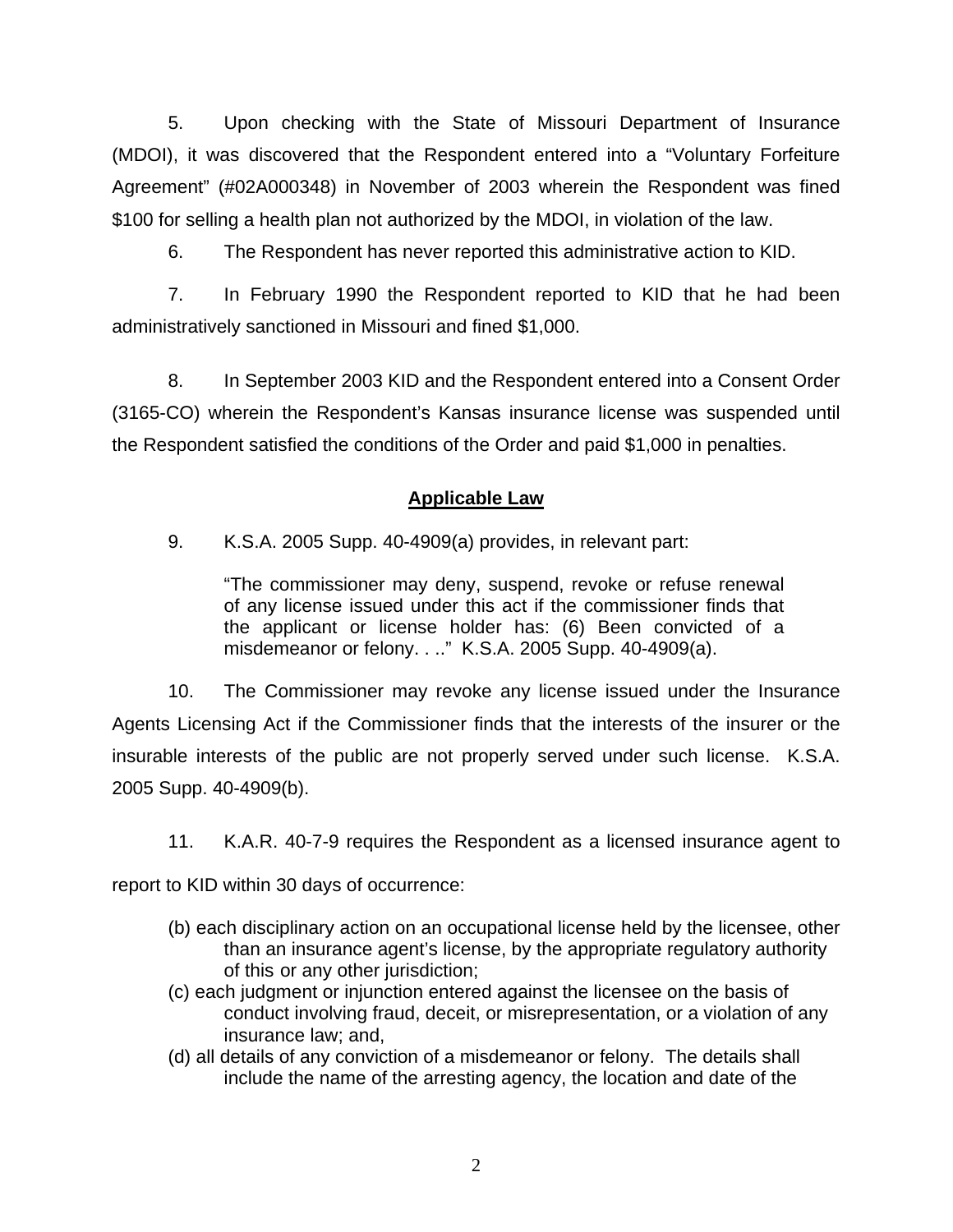5. Upon checking with the State of Missouri Department of Insurance (MDOI), it was discovered that the Respondent entered into a "Voluntary Forfeiture Agreement" (#02A000348) in November of 2003 wherein the Respondent was fined $100 for selling a health plan not authorized by the MDOI, in violation of the law.

6. The Respondent has never reported this administrative action to KID.

7. In February 1990 the Respondent reported to KID that he had been administratively sanctioned in Missouri and fined $1,000.

8. In September 2003 KID and the Respondent entered into a Consent Order (3165-CO) wherein the Respondent's Kansas insurance license was suspended until the Respondent satisfied the conditions of the Order and paid $1,000 in penalties.

## Applicable Law

9. K.S.A. 2005 Supp. 40-4909(a) provides, in relevant part:

> "The commissioner may deny, suspend, revoke or refuse renewal of any license issued under this act if the commissioner finds that the applicant or license holder has: (6) Been convicted of a misdemeanor or felony. . .." K.S.A. 2005 Supp. 40-4909(a).

10. The Commissioner may revoke any license issued under the Insurance Agents Licensing Act if the Commissioner finds that the interests of the insurer or the insurable interests of the public are not properly served under such license. K.S.A. 2005 Supp. 40-4909(b).

11. K.A.R. 40-7-9 requires the Respondent as a licensed insurance agent to report to KID within 30 days of occurrence:

(b) each disciplinary action on an occupational license held by the licensee, other than an insurance agent's license, by the appropriate regulatory authority of this or any other jurisdiction;

(c) each judgment or injunction entered against the licensee on the basis of conduct involving fraud, deceit, or misrepresentation, or a violation of any insurance law; and,

(d) all details of any conviction of a misdemeanor or felony. The details shall include the name of the arresting agency, the location and date of the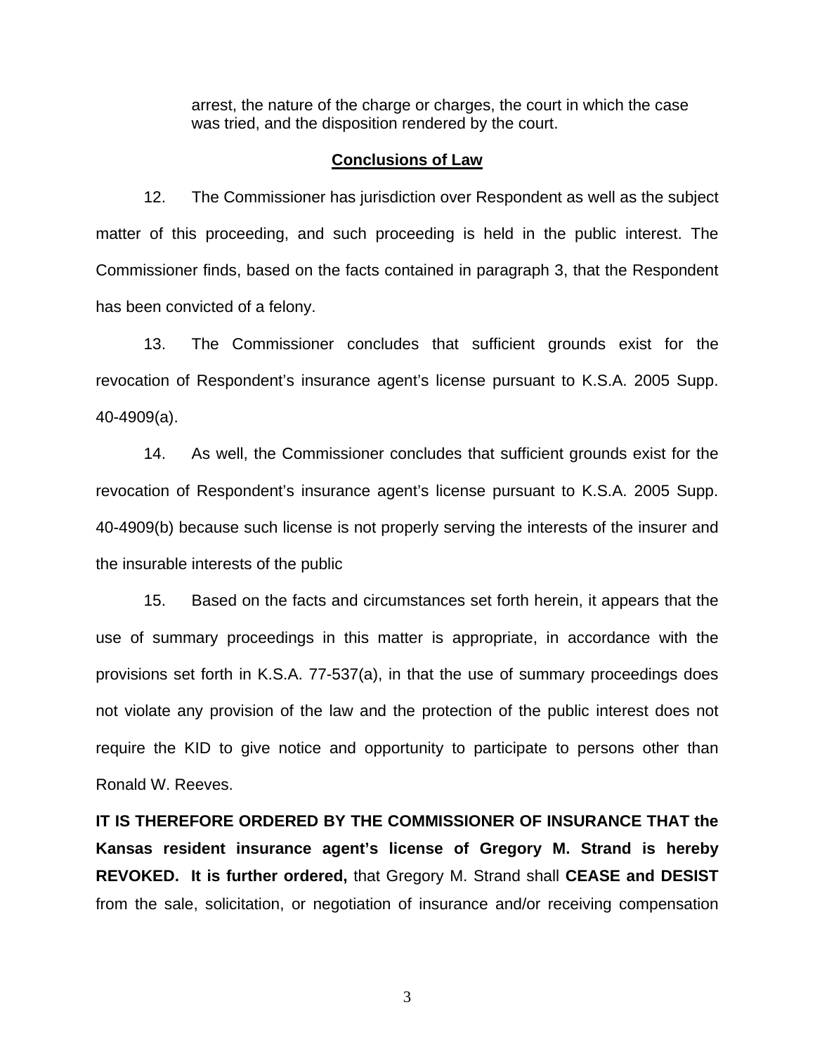arrest, the nature of the charge or charges, the court in which the case was tried, and the disposition rendered by the court.

## Conclusions of Law

12. The Commissioner has jurisdiction over Respondent as well as the subject matter of this proceeding, and such proceeding is held in the public interest. The Commissioner finds, based on the facts contained in paragraph 3, that the Respondent has been convicted of a felony.

13. The Commissioner concludes that sufficient grounds exist for the revocation of Respondent's insurance agent's license pursuant to K.S.A. 2005 Supp. 40-4909(a).

14. As well, the Commissioner concludes that sufficient grounds exist for the revocation of Respondent's insurance agent's license pursuant to K.S.A. 2005 Supp. 40-4909(b) because such license is not properly serving the interests of the insurer and the insurable interests of the public

15. Based on the facts and circumstances set forth herein, it appears that the use of summary proceedings in this matter is appropriate, in accordance with the provisions set forth in K.S.A. 77-537(a), in that the use of summary proceedings does not violate any provision of the law and the protection of the public interest does not require the KID to give notice and opportunity to participate to persons other than Ronald W. Reeves.

**IT IS THEREFORE ORDERED BY THE COMMISSIONER OF INSURANCE THAT the Kansas resident insurance agent's license of Gregory M. Strand is hereby REVOKED. It is further ordered,** that Gregory M. Strand shall **CEASE and DESIST** from the sale, solicitation, or negotiation of insurance and/or receiving compensation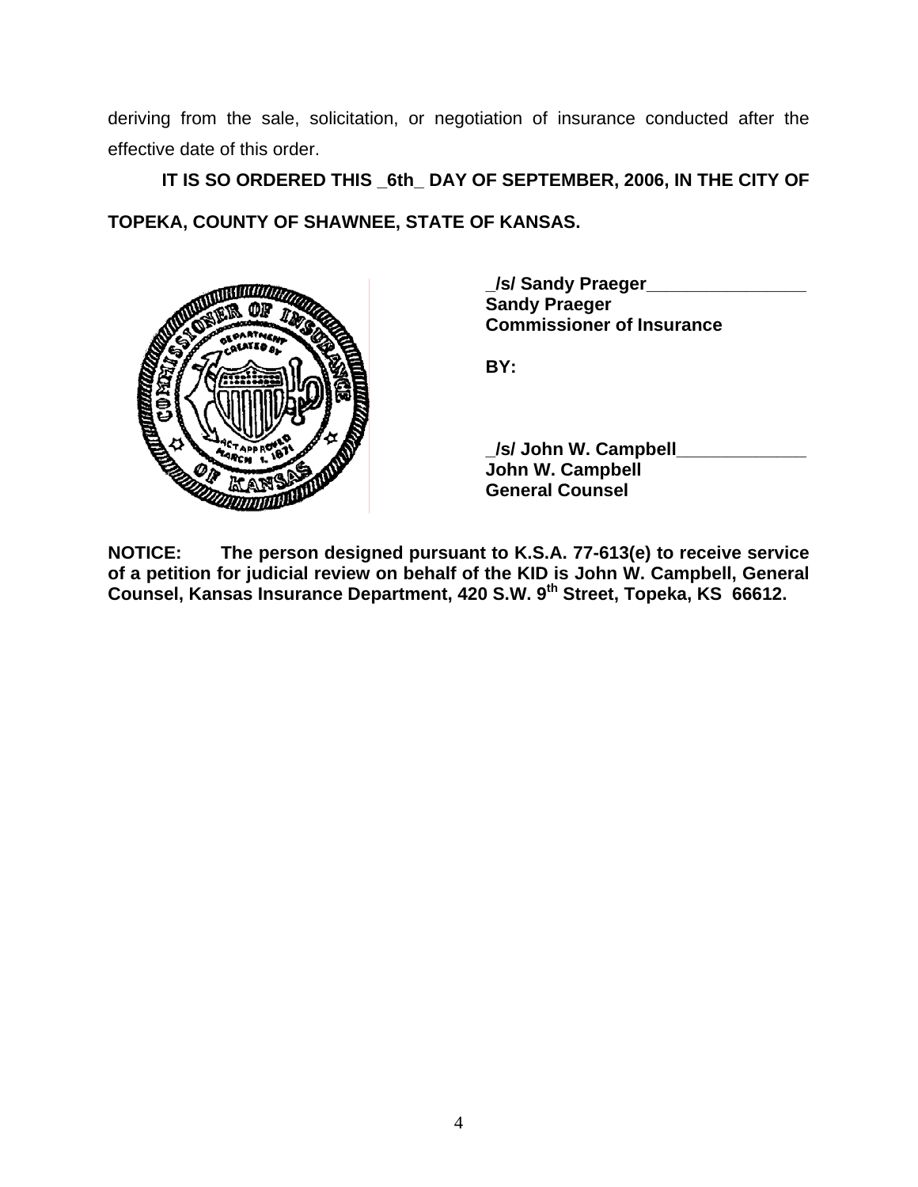deriving from the sale, solicitation, or negotiation of insurance conducted after the effective date of this order.

**IT IS SO ORDERED THIS _6th_ DAY OF SEPTEMBER, 2006, IN THE CITY OF TOPEKA, COUNTY OF SHAWNEE, STATE OF KANSAS.**

**_/s/ Sandy Praeger________________**
**Sandy Praeger**
**Commissioner of Insurance**

**BY:**

**_/s/ John W. Campbell_____________**
**John W. Campbell**
**General Counsel**

**NOTICE: The person designed pursuant to K.S.A. 77-613(e) to receive service of a petition for judicial review on behalf of the KID is John W. Campbell, General Counsel, Kansas Insurance Department, 420 S.W. 9th Street, Topeka, KS 66612.**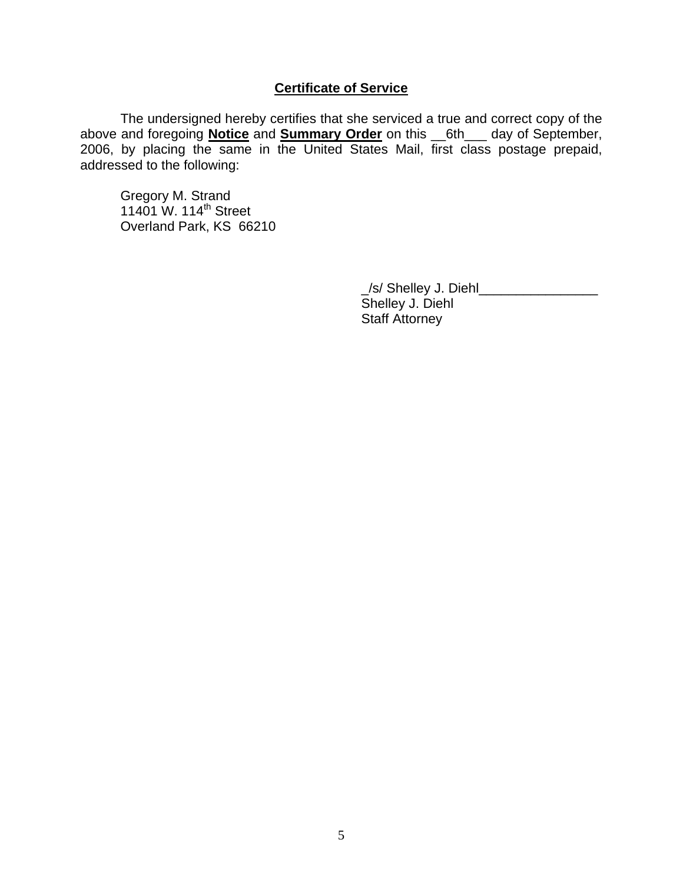## Certificate of Service

The undersigned hereby certifies that she serviced a true and correct copy of the above and foregoing **Notice** and **Summary Order** on this __6th___ day of September, 2006, by placing the same in the United States Mail, first class postage prepaid, addressed to the following:

Gregory M. Strand
11401 W. 114th Street
Overland Park, KS 66210

_/s/ Shelley J. Diehl________________
Shelley J. Diehl
Staff Attorney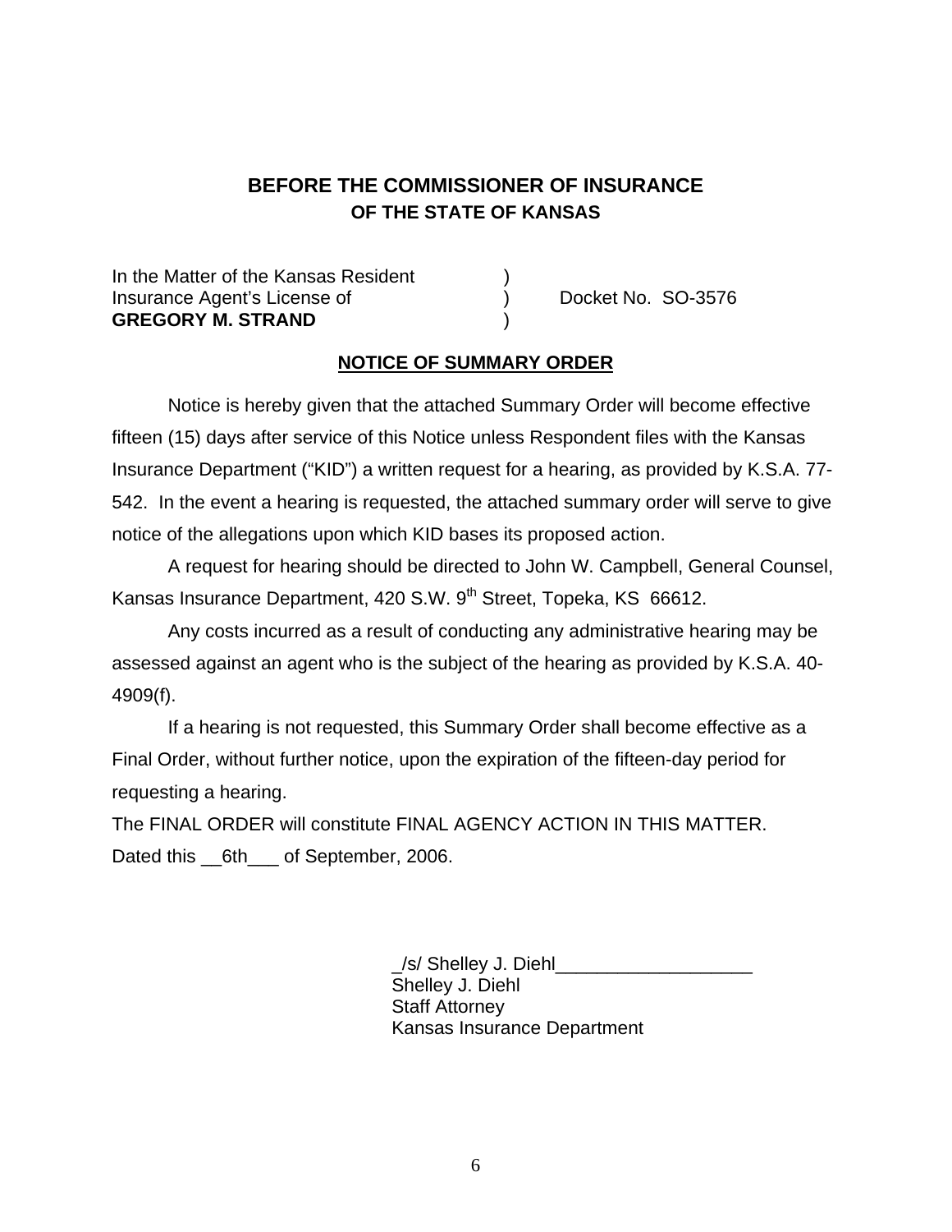## BEFORE THE COMMISSIONER OF INSURANCE
### OF THE STATE OF KANSAS

In the Matter of the Kansas Resident )
Insurance Agent's License of ) Docket No. SO-3576
**GREGORY M. STRAND** )

**NOTICE OF SUMMARY ORDER**

Notice is hereby given that the attached Summary Order will become effective fifteen (15) days after service of this Notice unless Respondent files with the Kansas Insurance Department ("KID") a written request for a hearing, as provided by K.S.A. 77-542. In the event a hearing is requested, the attached summary order will serve to give notice of the allegations upon which KID bases its proposed action.

A request for hearing should be directed to John W. Campbell, General Counsel, Kansas Insurance Department, 420 S.W. 9th Street, Topeka, KS 66612.

Any costs incurred as a result of conducting any administrative hearing may be assessed against an agent who is the subject of the hearing as provided by K.S.A. 40-4909(f).

If a hearing is not requested, this Summary Order shall become effective as a Final Order, without further notice, upon the expiration of the fifteen-day period for requesting a hearing.

The FINAL ORDER will constitute FINAL AGENCY ACTION IN THIS MATTER.

Dated this __6th___ of September, 2006.

_/s/ Shelley J. Diehl___________________
Shelley J. Diehl
Staff Attorney
Kansas Insurance Department